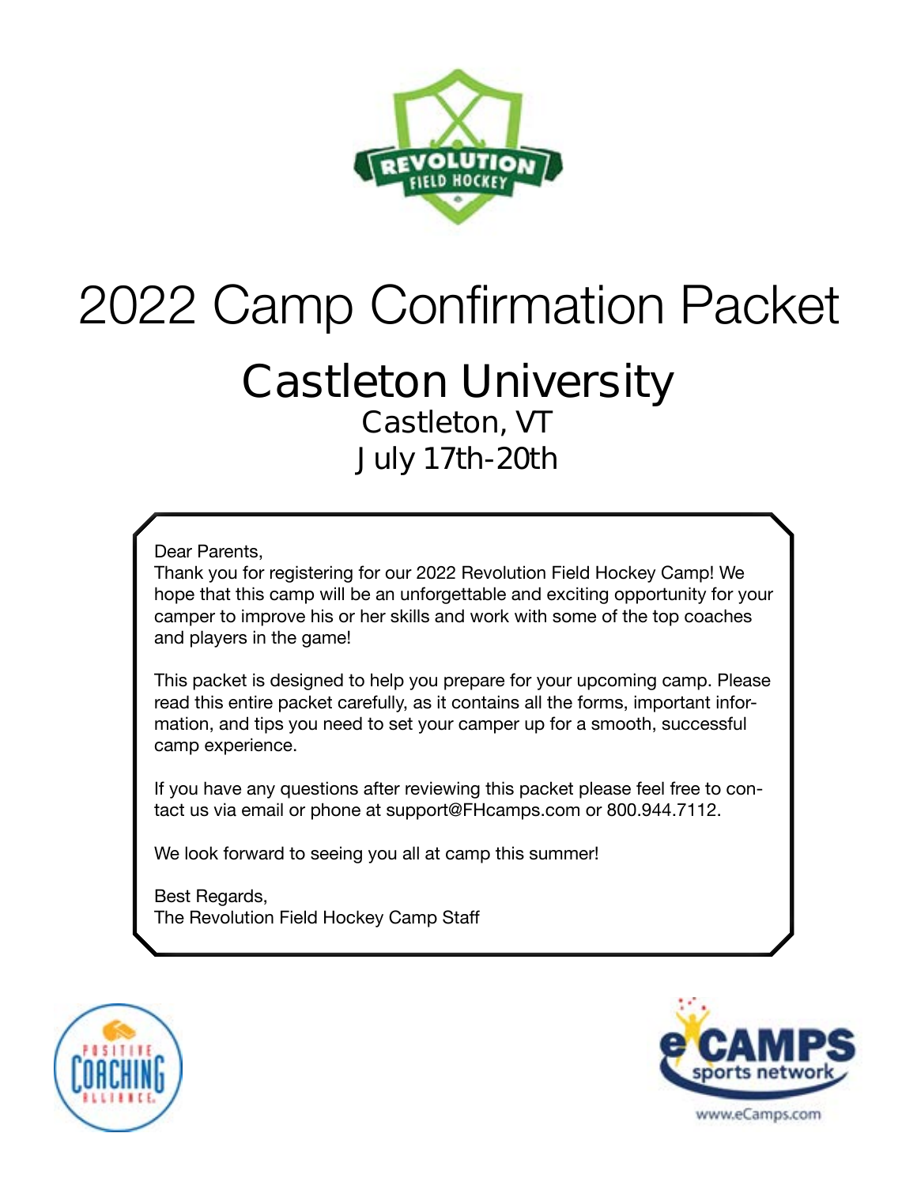# 2022 Camp Confirmation Packet

## Castleton University

Castleton, VT

July 17th-20th

Dear Parents,

Thank you for registering for our 2022 Revolution Field Hockey Camp! We hope that this camp will be an unforgettable and exciting opportunity for your camper to improve his or her skills and work with some of the top coaches and players in the game!

This packet is designed to help you prepare for your upcoming camp. Please read this entire packet carefully, as it contains all the forms, important information, and tips you need to set your camper up for a smooth, successful camp experience.

If you have any questions after reviewing this packet please feel free to contact us via email or phone at support@FHcamps.com or 800.944.7112.

We look forward to seeing you all at camp this summer!

Best Regards,
The Revolution Field Hockey Camp Staff

www.eCamps.com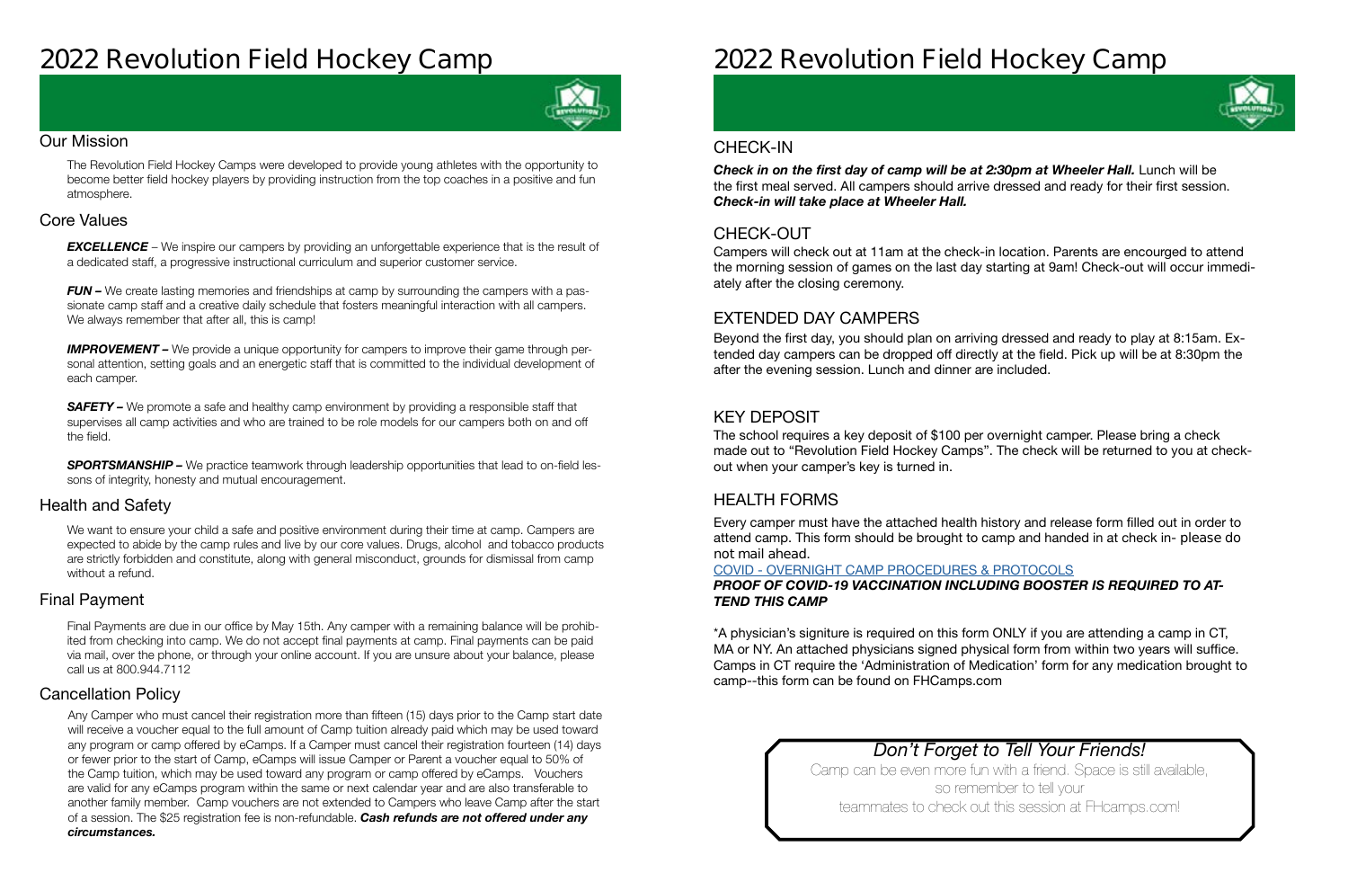# 2022 Revolution Field Hockey Camp

## Our Mission

The Revolution Field Hockey Camps were developed to provide young athletes with the opportunity to become better field hockey players by providing instruction from the top coaches in a positive and fun atmosphere.

## Core Values

***EXCELLENCE*** – We inspire our campers by providing an unforgettable experience that is the result of a dedicated staff, a progressive instructional curriculum and superior customer service.

***FUN –*** We create lasting memories and friendships at camp by surrounding the campers with a passionate camp staff and a creative daily schedule that fosters meaningful interaction with all campers. We always remember that after all, this is camp!

***IMPROVEMENT –*** We provide a unique opportunity for campers to improve their game through personal attention, setting goals and an energetic staff that is committed to the individual development of each camper.

***SAFETY –*** We promote a safe and healthy camp environment by providing a responsible staff that supervises all camp activities and who are trained to be role models for our campers both on and off the field.

***SPORTSMANSHIP –*** We practice teamwork through leadership opportunities that lead to on-field lessons of integrity, honesty and mutual encouragement.

## Health and Safety

We want to ensure your child a safe and positive environment during their time at camp. Campers are expected to abide by the camp rules and live by our core values. Drugs, alcohol and tobacco products are strictly forbidden and constitute, along with general misconduct, grounds for dismissal from camp without a refund.

## Final Payment

Final Payments are due in our office by May 15th. Any camper with a remaining balance will be prohibited from checking into camp. We do not accept final payments at camp. Final payments can be paid via mail, over the phone, or through your online account. If you are unsure about your balance, please call us at 800.944.7112

## Cancellation Policy

Any Camper who must cancel their registration more than fifteen (15) days prior to the Camp start date will receive a voucher equal to the full amount of Camp tuition already paid which may be used toward any program or camp offered by eCamps. If a Camper must cancel their registration fourteen (14) days or fewer prior to the start of Camp, eCamps will issue Camper or Parent a voucher equal to 50% of the Camp tuition, which may be used toward any program or camp offered by eCamps. Vouchers are valid for any eCamps program within the same or next calendar year and are also transferable to another family member. Camp vouchers are not extended to Campers who leave Camp after the start of a session. The $25 registration fee is non-refundable. ***Cash refunds are not offered under any circumstances.***

# 2022 Revolution Field Hockey Camp

## CHECK-IN

***Check in on the first day of camp will be at 2:30pm at Wheeler Hall.*** Lunch will be the first meal served. All campers should arrive dressed and ready for their first session. ***Check-in will take place at Wheeler Hall.***

## CHECK-OUT

Campers will check out at 11am at the check-in location. Parents are encourged to attend the morning session of games on the last day starting at 9am! Check-out will occur immediately after the closing ceremony.

## EXTENDED DAY CAMPERS

Beyond the first day, you should plan on arriving dressed and ready to play at 8:15am. Extended day campers can be dropped off directly at the field. Pick up will be at 8:30pm the after the evening session. Lunch and dinner are included.

## KEY DEPOSIT

The school requires a key deposit of $100 per overnight camper. Please bring a check made out to "Revolution Field Hockey Camps". The check will be returned to you at check-out when your camper's key is turned in.

## HEALTH FORMS

Every camper must have the attached health history and release form filled out in order to attend camp. This form should be brought to camp and handed in at check in- please do not mail ahead.

COVID - OVERNIGHT CAMP PROCEDURES & PROTOCOLS

***PROOF OF COVID-19 VACCINATION INCLUDING BOOSTER IS REQUIRED TO ATTEND THIS CAMP***

*A physician's signiture is required on this form ONLY if you are attending a camp in CT, MA or NY. An attached physicians signed physical form from within two years will suffice. Camps in CT require the 'Administration of Medication' form for any medication brought to camp--this form can be found on FHCamps.com

*Don't Forget to Tell Your Friends!*

Camp can be even more fun with a friend. Space is still available, so remember to tell your teammates to check out this session at FHcamps.com!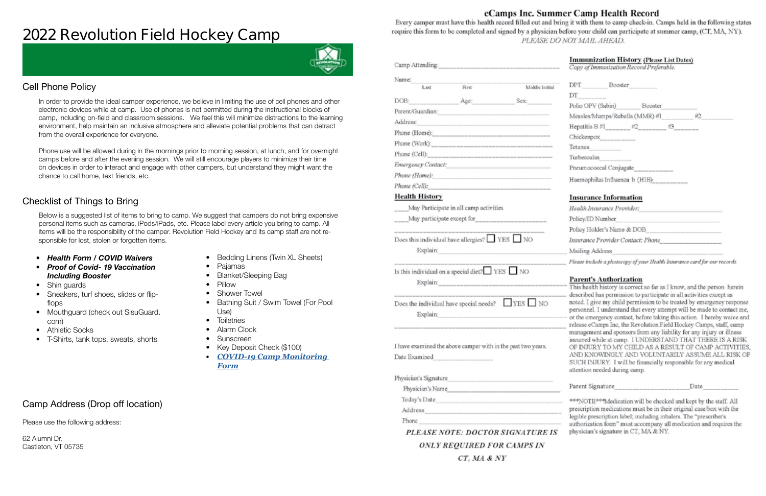# 2022 Revolution Field Hockey Camp

## Cell Phone Policy

In order to provide the ideal camper experience, we believe in limiting the use of cell phones and other electronic devices while at camp. Use of phones is not permitted during the instructional blocks of camp, including on-field and classroom sessions. We feel this will minimize distractions to the learning environment, help maintain an inclusive atmosphere and alleviate potential problems that can detract from the overall experience for everyone.

Phone use will be allowed during in the mornings prior to morning session, at lunch, and for overnight camps before and after the evening session. We will still encourage players to minimize their time on devices in order to interact and engage with other campers, but understand they might want the chance to call home, text friends, etc.

## Checklist of Things to Bring

Below is a suggested list of items to bring to camp. We suggest that campers do not bring expensive personal items such as cameras, iPods/iPads, etc. Please label every article you bring to camp. All items will be the responsibility of the camper. Revolution Field Hockey and its camp staff are not responsible for lost, stolen or forgotten items.

- ***Health Form / COVID Waivers***
- ***Proof of Covid- 19 Vaccination Including Booster***
- Shin guards
- Sneakers, turf shoes, slides or flip-flops
- Mouthguard (check out SisuGuard.com)
- Athletic Socks
- T-Shirts, tank tops, sweats, shorts
- Bedding Linens (Twin XL Sheets)
- Pajamas
- Blanket/Sleeping Bag
- Pillow
- Shower Towel
- Bathing Suit / Swim Towel (For Pool Use)
- Toiletries
- Alarm Clock
- Sunscreen
- Key Deposit Check ($100)
- ***COVID-19 Camp Monitoring Form***

## Camp Address (Drop off location)

Please use the following address:

62 Alumni Dr,
Castleton, VT 05735

# eCamps Inc. Summer Camp Health Record

Every camper must have this health record filled out and bring it with them to camp check-in. Camps held in the following states require this form to be completed and signed by a physician before your child can participate at summer camp, (CT, MA, NY).
*PLEASE DO NOT MAIL AHEAD.*

Camp Attending:_______________________________

Name:_______________________________
Last First Middle Initial

DOB:__________ Age:__________ Sex:__________

Parent/Guardian:_______________________________

Address:_______________________________

Phone (Home):_______________________________

Phone (Work):_______________________________

Phone (Cell):_______________________________

*Emergency Contact:*_______________________________

*Phone (Home):*_______________________________

*Phone (Cell):*_______________________________

**Health History**

____May Participate in all camp activities

____May participate except for_______________________________

_______________________________

Does this individual have allergies? ☐ YES ☐ NO

Explain:_______________________________

_______________________________

Is this individual on a special diet? ☐ YES ☐ NO

Explain:_______________________________

_______________________________

Does the individual have special needs? ☐ YES ☐ NO

Explain:_______________________________

_______________________________

I have examined the above camper with in the past two years.

Date Examined_______________

Physician's Signature_______________________________

Physician's Name_______________________________

Today's Date_______________________________

Address_______________________________

Phone_______________________________

***PLEASE NOTE: DOCTOR SIGNATURE IS ONLY REQUIRED FOR CAMPS IN CT, MA & NY***

**Immunization History (Please List Dates)**
*Copy of Immunization Record Preferable.*

DPT________ Booster________

DT________

Polio OPV (Sabin)________ Booster________

Measles/Mumps/Rubella (MMR) #1________ #2________

Hepatitis B #1________ #2________ #3________

Chickenpox________

Tetanus________

Turberculin________

Pneumococcal Conjugate________

Haemophilus Influenza b (HIB)________

**Insurance Information**

*Health Insurance Provider:*_______________________________

Policy/ID Number_______________________________

Policy Holder's Name & DOB_______________________________

*Insurance Provider Contact: Phone*_______________________________

Mailing Address_______________________________

*Please include a photocopy of your Health Insurance card for our records.*

**Parent's Authorization**

This health history is correct so far as I know, and the person herein described has permission to participate in all activities except as noted. I give my child permission to be treated by emergency response personnel. I understand that every attempt will be made to contact me, or the emergency contact, before taking this action. I hereby waive and release eCamps Inc, the Revolution Field Hockey Camps, staff, camp management and sponsors from any liability for any injury or illness incurred while at camp. I UNDERSTAND THAT THERE IS A RISK OF INJURY TO MY CHILD AS A RESULT OF CAMP ACTIVITIES, AND KNOWINGLY AND VOLUNTARILY ASSUME ALL RISK OF SUCH INJURY. I will be financially responsible for any medical attention needed during camp.

Parent Signature____________________ Date__________

***NOTE***Medication will be checked and kept by the staff. All prescription medications must be in their original case/box with the legible prescription label; including inhalers. The "prescriber's authorization form" must accompany all medication and requires the physician's signature in CT, MA & NY.